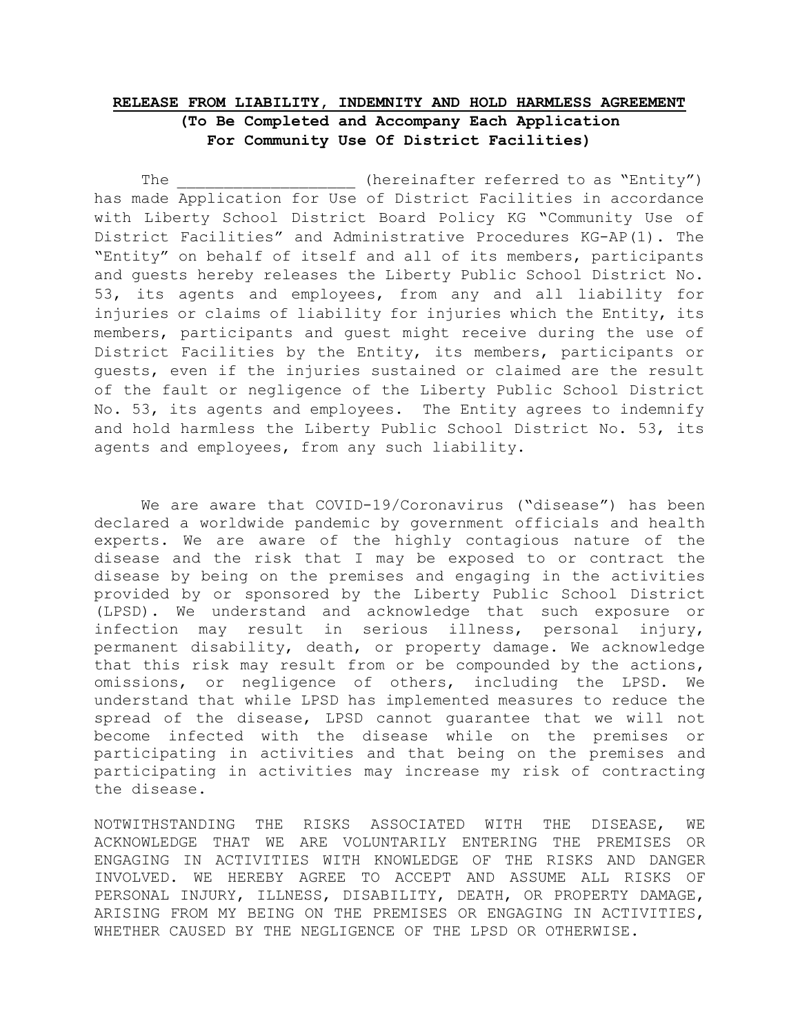**<u>RELEASE FROM LIABILITY, INDEMNITY AND HOLD HARMLESS AGREEMENT</u>**

**(To Be Completed and Accompany Each Application For Community Use Of District Facilities)**

The ____________________ (hereinafter referred to as "Entity") has made Application for Use of District Facilities in accordance with Liberty School District Board Policy KG "Community Use of District Facilities" and Administrative Procedures KG-AP(1). The "Entity" on behalf of itself and all of its members, participants and guests hereby releases the Liberty Public School District No. 53, its agents and employees, from any and all liability for injuries or claims of liability for injuries which the Entity, its members, participants and guest might receive during the use of District Facilities by the Entity, its members, participants or guests, even if the injuries sustained or claimed are the result of the fault or negligence of the Liberty Public School District No. 53, its agents and employees. The Entity agrees to indemnify and hold harmless the Liberty Public School District No. 53, its agents and employees, from any such liability.

We are aware that COVID-19/Coronavirus ("disease") has been declared a worldwide pandemic by government officials and health experts. We are aware of the highly contagious nature of the disease and the risk that I may be exposed to or contract the disease by being on the premises and engaging in the activities provided by or sponsored by the Liberty Public School District (LPSD). We understand and acknowledge that such exposure or infection may result in serious illness, personal injury, permanent disability, death, or property damage. We acknowledge that this risk may result from or be compounded by the actions, omissions, or negligence of others, including the LPSD. We understand that while LPSD has implemented measures to reduce the spread of the disease, LPSD cannot guarantee that we will not become infected with the disease while on the premises or participating in activities and that being on the premises and participating in activities may increase my risk of contracting the disease.

NOTWITHSTANDING THE RISKS ASSOCIATED WITH THE DISEASE, WE ACKNOWLEDGE THAT WE ARE VOLUNTARILY ENTERING THE PREMISES OR ENGAGING IN ACTIVITIES WITH KNOWLEDGE OF THE RISKS AND DANGER INVOLVED. WE HEREBY AGREE TO ACCEPT AND ASSUME ALL RISKS OF PERSONAL INJURY, ILLNESS, DISABILITY, DEATH, OR PROPERTY DAMAGE, ARISING FROM MY BEING ON THE PREMISES OR ENGAGING IN ACTIVITIES, WHETHER CAUSED BY THE NEGLIGENCE OF THE LPSD OR OTHERWISE.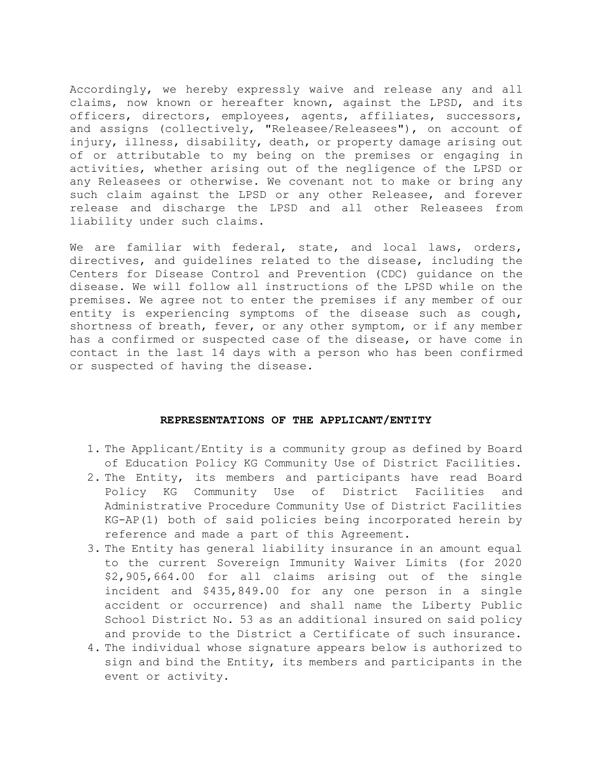Accordingly, we hereby expressly waive and release any and all claims, now known or hereafter known, against the LPSD, and its officers, directors, employees, agents, affiliates, successors, and assigns (collectively, "Releasee/Releasees"), on account of injury, illness, disability, death, or property damage arising out of or attributable to my being on the premises or engaging in activities, whether arising out of the negligence of the LPSD or any Releasees or otherwise. We covenant not to make or bring any such claim against the LPSD or any other Releasee, and forever release and discharge the LPSD and all other Releasees from liability under such claims.

We are familiar with federal, state, and local laws, orders, directives, and guidelines related to the disease, including the Centers for Disease Control and Prevention (CDC) guidance on the disease. We will follow all instructions of the LPSD while on the premises. We agree not to enter the premises if any member of our entity is experiencing symptoms of the disease such as cough, shortness of breath, fever, or any other symptom, or if any member has a confirmed or suspected case of the disease, or have come in contact in the last 14 days with a person who has been confirmed or suspected of having the disease.

## REPRESENTATIONS OF THE APPLICANT/ENTITY

1. The Applicant/Entity is a community group as defined by Board of Education Policy KG Community Use of District Facilities.
2. The Entity, its members and participants have read Board Policy KG Community Use of District Facilities and Administrative Procedure Community Use of District Facilities KG-AP(1) both of said policies being incorporated herein by reference and made a part of this Agreement.
3. The Entity has general liability insurance in an amount equal to the current Sovereign Immunity Waiver Limits (for 2020 $2,905,664.00 for all claims arising out of the single incident and $435,849.00 for any one person in a single accident or occurrence) and shall name the Liberty Public School District No. 53 as an additional insured on said policy and provide to the District a Certificate of such insurance.
4. The individual whose signature appears below is authorized to sign and bind the Entity, its members and participants in the event or activity.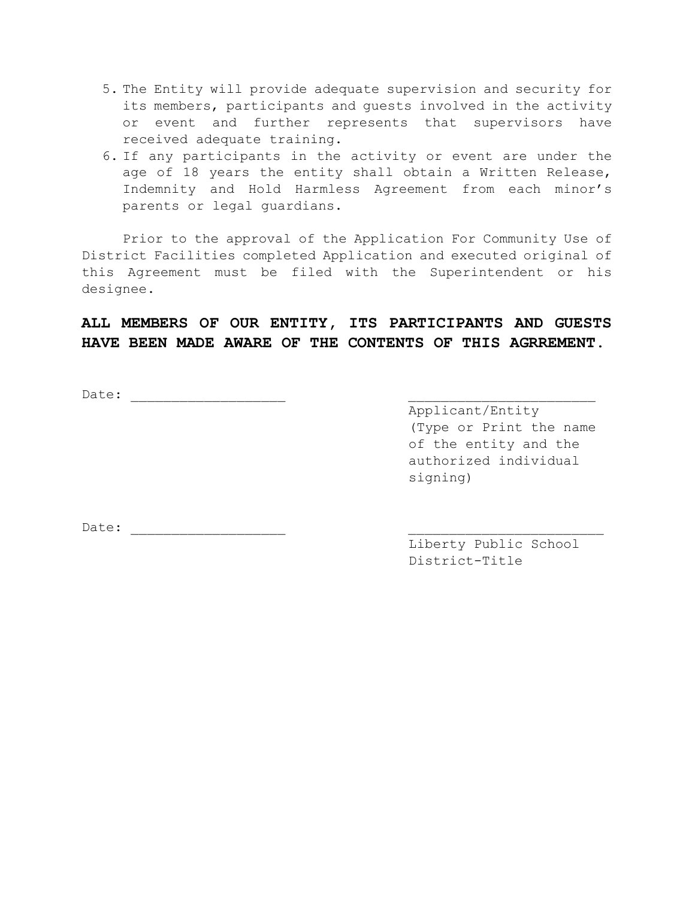5. The Entity will provide adequate supervision and security for its members, participants and guests involved in the activity or event and further represents that supervisors have received adequate training.
6. If any participants in the activity or event are under the age of 18 years the entity shall obtain a Written Release, Indemnity and Hold Harmless Agreement from each minor's parents or legal guardians.

Prior to the approval of the Application For Community Use of District Facilities completed Application and executed original of this Agreement must be filed with the Superintendent or his designee.

**ALL MEMBERS OF OUR ENTITY, ITS PARTICIPANTS AND GUESTS HAVE BEEN MADE AWARE OF THE CONTENTS OF THIS AGRREMENT.**

Date: ___________________

_______________________
Applicant/Entity
(Type or Print the name of the entity and the authorized individual signing)

Date: ___________________

________________________
Liberty Public School District-Title